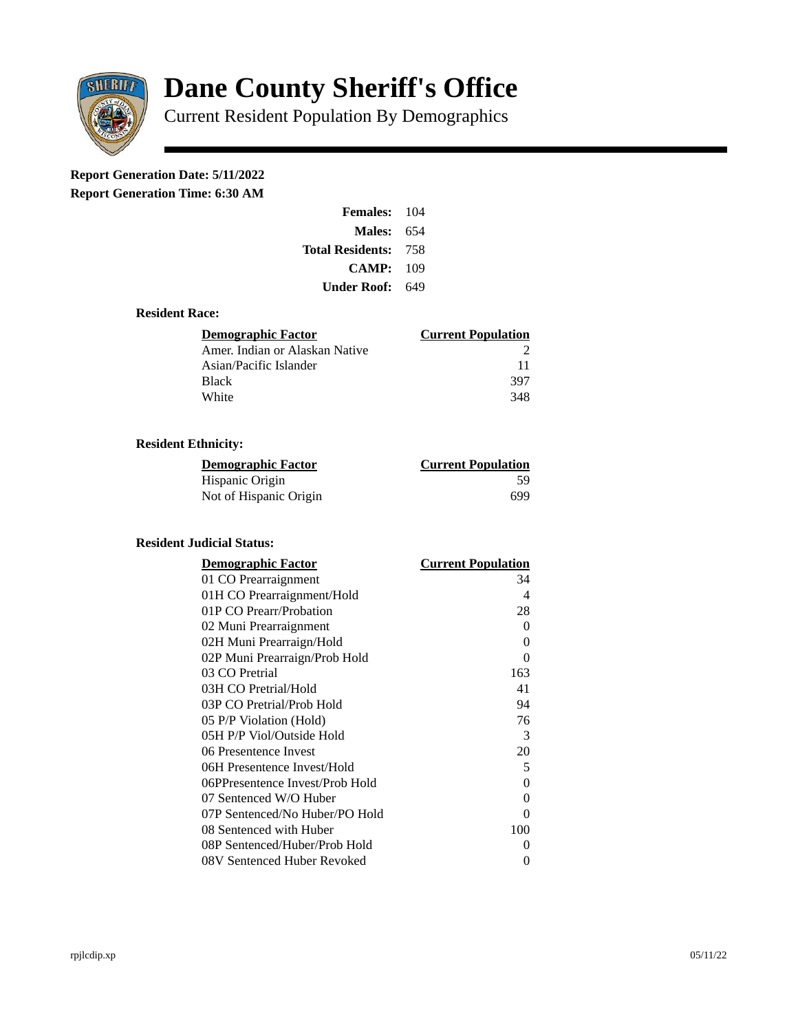# Dane County Sheriff's Office

Current Resident Population By Demographics

**Report Generation Date: 5/11/2022**
**Report Generation Time: 6:30 AM**

| | |
|---|---|
| **Females:** | 104 |
| **Males:** | 654 |
| **Total Residents:** | 758 |
| **CAMP:** | 109 |
| **Under Roof:** | 649 |

### Resident Race:

| Demographic Factor | Current Population |
|---|---|
| Amer. Indian or Alaskan Native | 2 |
| Asian/Pacific Islander | 11 |
| Black | 397 |
| White | 348 |

### Resident Ethnicity:

| Demographic Factor | Current Population |
|---|---|
| Hispanic Origin | 59 |
| Not of Hispanic Origin | 699 |

### Resident Judicial Status:

| Demographic Factor | Current Population |
|---|---|
| 01 CO Prearraignment | 34 |
| 01H CO Prearraignment/Hold | 4 |
| 01P CO Prearr/Probation | 28 |
| 02 Muni Prearraignment | 0 |
| 02H Muni Prearraign/Hold | 0 |
| 02P Muni Prearraign/Prob Hold | 0 |
| 03 CO Pretrial | 163 |
| 03H CO Pretrial/Hold | 41 |
| 03P CO Pretrial/Prob Hold | 94 |
| 05 P/P Violation (Hold) | 76 |
| 05H P/P Viol/Outside Hold | 3 |
| 06 Presentence Invest | 20 |
| 06H Presentence Invest/Hold | 5 |
| 06PPresentence Invest/Prob Hold | 0 |
| 07 Sentenced W/O Huber | 0 |
| 07P Sentenced/No Huber/PO Hold | 0 |
| 08 Sentenced with Huber | 100 |
| 08P Sentenced/Huber/Prob Hold | 0 |
| 08V Sentenced Huber Revoked | 0 |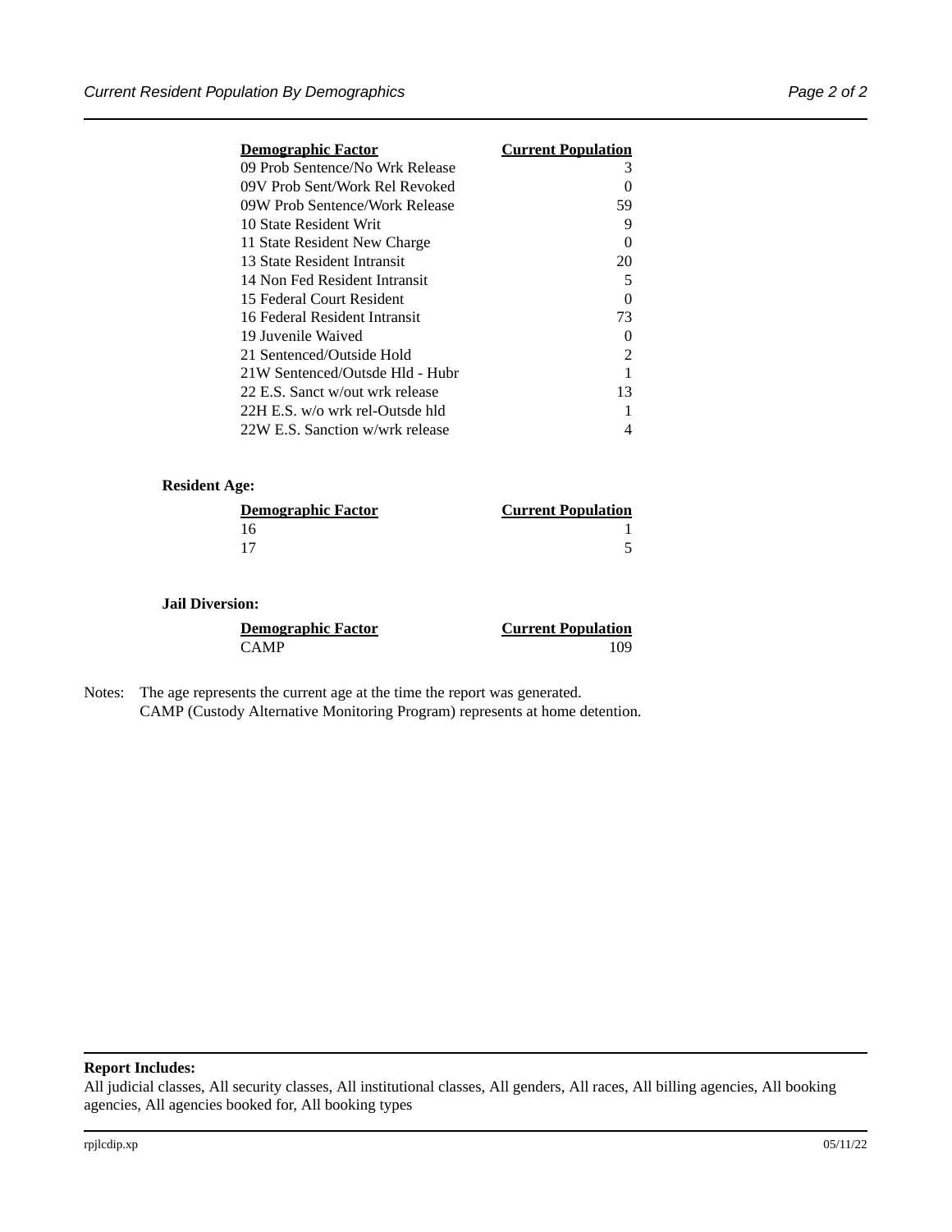| Demographic Factor | Current Population |
| --- | --- |
| 09 Prob Sentence/No Wrk Release | 3 |
| 09V Prob Sent/Work Rel Revoked | 0 |
| 09W Prob Sentence/Work Release | 59 |
| 10 State Resident Writ | 9 |
| 11 State Resident New Charge | 0 |
| 13 State Resident Intransit | 20 |
| 14 Non Fed Resident Intransit | 5 |
| 15 Federal Court Resident | 0 |
| 16 Federal Resident Intransit | 73 |
| 19 Juvenile Waived | 0 |
| 21 Sentenced/Outside Hold | 2 |
| 21W Sentenced/Outsde Hld - Hubr | 1 |
| 22 E.S. Sanct w/out wrk release | 13 |
| 22H E.S. w/o wrk rel-Outsde hld | 1 |
| 22W E.S. Sanction w/wrk release | 4 |

**Resident Age:**

| Demographic Factor | Current Population |
| --- | --- |
| 16 | 1 |
| 17 | 5 |

**Jail Diversion:**

| Demographic Factor | Current Population |
| --- | --- |
| CAMP | 109 |

Notes: The age represents the current age at the time the report was generated.
CAMP (Custody Alternative Monitoring Program) represents at home detention.

**Report Includes:**

All judicial classes, All security classes, All institutional classes, All genders, All races, All billing agencies, All booking agencies, All agencies booked for, All booking types

rpjlcdip.xp 05/11/22